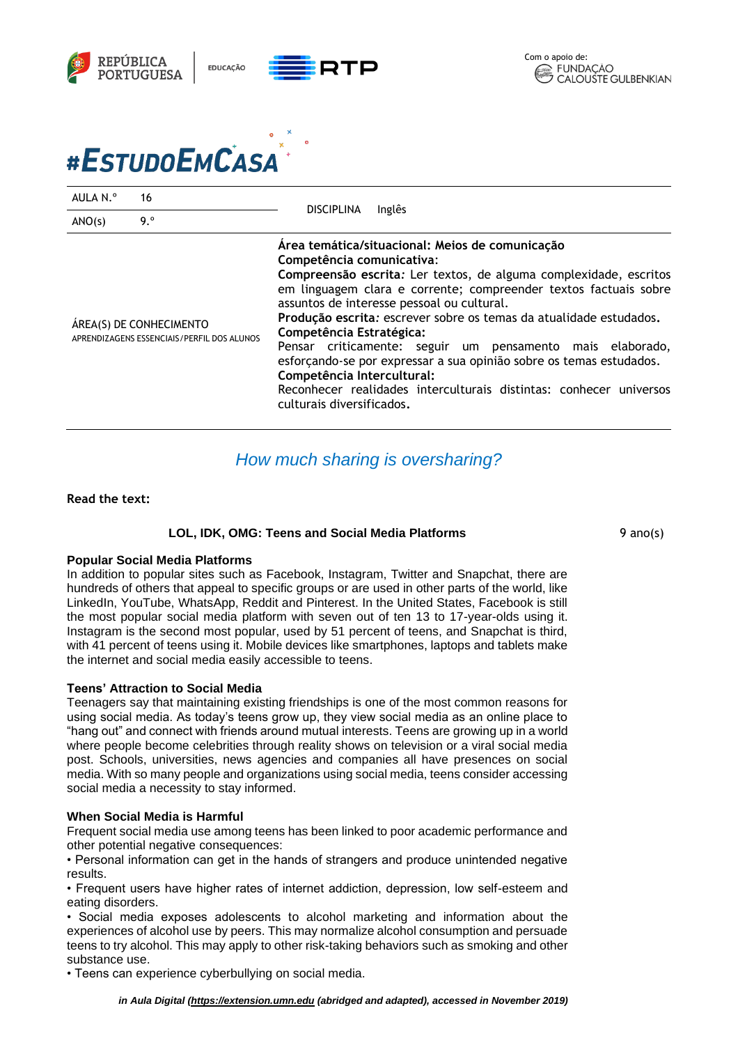#ESTUDOEMCASA

| AULA N.º | 16 | DISCIPLINA | Inglês |
|---|---|---|---|
| ANO(s) | 9.º | | |

| ÁREA(S) DE CONHECIMENTO<br>APRENDIZAGENS ESSENCIAIS/PERFIL DOS ALUNOS | **Área temática/situacional: Meios de comunicação**<br>**Competência comunicativa**:<br>**Compreensão escrita**: Ler textos, de alguma complexidade, escritos em linguagem clara e corrente; compreender textos factuais sobre assuntos de interesse pessoal ou cultural.<br>**Produção escrita**: escrever sobre os temas da atualidade estudados.<br>**Competência Estratégica:**<br>Pensar criticamente: seguir um pensamento mais elaborado, esforçando-se por expressar a sua opinião sobre os temas estudados.<br>**Competência Intercultural:**<br>Reconhecer realidades interculturais distintas: conhecer universos culturais diversificados. |
|---|---|

## *How much sharing is oversharing?*

**Read the text:**

### LOL, IDK, OMG: Teens and Social Media Platforms

9 ano(s)

**Popular Social Media Platforms**

In addition to popular sites such as Facebook, Instagram, Twitter and Snapchat, there are hundreds of others that appeal to specific groups or are used in other parts of the world, like LinkedIn, YouTube, WhatsApp, Reddit and Pinterest. In the United States, Facebook is still the most popular social media platform with seven out of ten 13 to 17-year-olds using it. Instagram is the second most popular, used by 51 percent of teens, and Snapchat is third, with 41 percent of teens using it. Mobile devices like smartphones, laptops and tablets make the internet and social media easily accessible to teens.

**Teens' Attraction to Social Media**

Teenagers say that maintaining existing friendships is one of the most common reasons for using social media. As today's teens grow up, they view social media as an online place to "hang out" and connect with friends around mutual interests. Teens are growing up in a world where people become celebrities through reality shows on television or a viral social media post. Schools, universities, news agencies and companies all have presences on social media. With so many people and organizations using social media, teens consider accessing social media a necessity to stay informed.

**When Social Media is Harmful**

Frequent social media use among teens has been linked to poor academic performance and other potential negative consequences:

• Personal information can get in the hands of strangers and produce unintended negative results.

• Frequent users have higher rates of internet addiction, depression, low self-esteem and eating disorders.

• Social media exposes adolescents to alcohol marketing and information about the experiences of alcohol use by peers. This may normalize alcohol consumption and persuade teens to try alcohol. This may apply to other risk-taking behaviors such as smoking and other substance use.

• Teens can experience cyberbullying on social media.

***in Aula Digital (https://extension.umn.edu (abridged and adapted), accessed in November 2019)***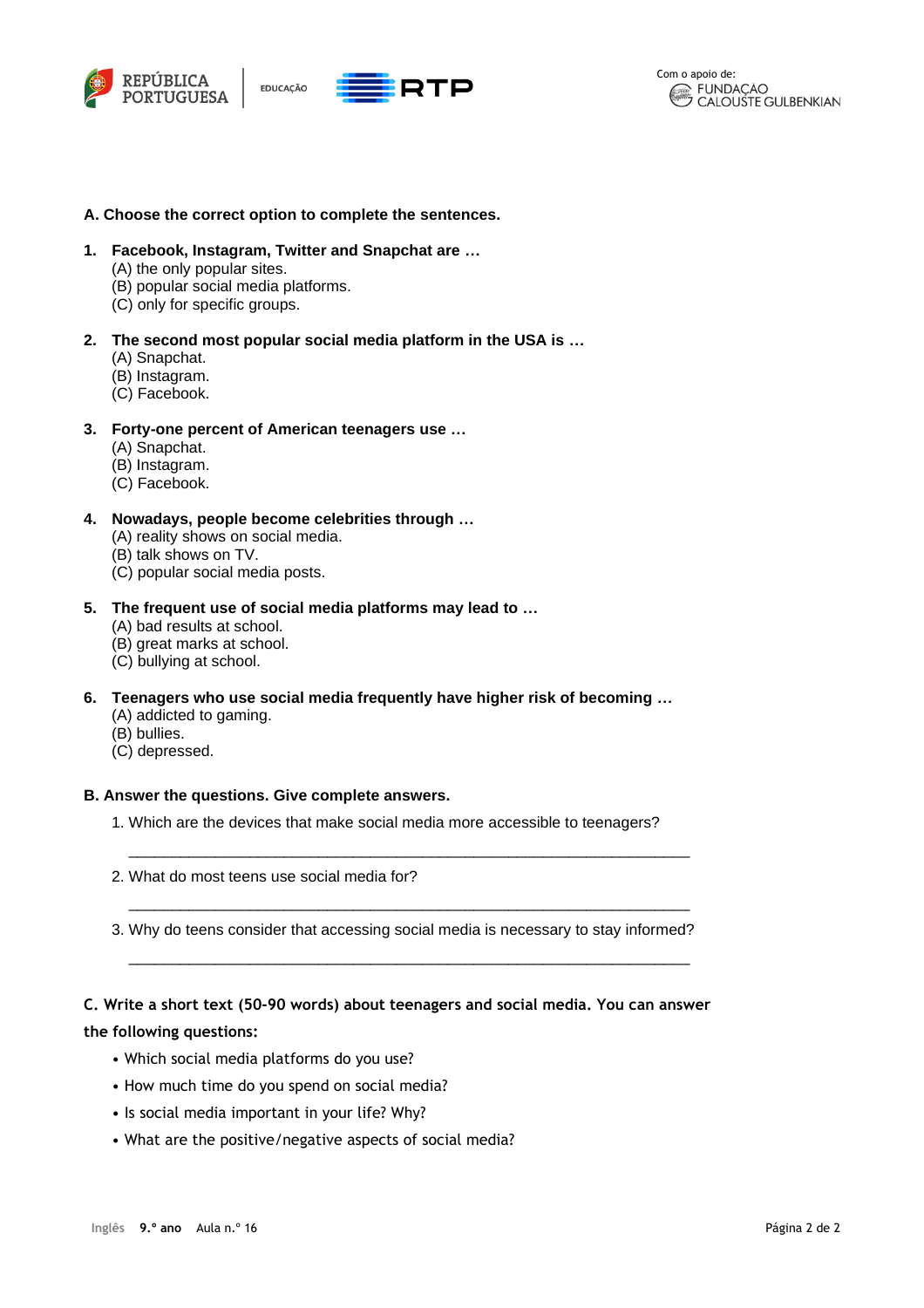**A. Choose the correct option to complete the sentences.**

1. **Facebook, Instagram, Twitter and Snapchat are …**
   (A) the only popular sites.
   (B) popular social media platforms.
   (C) only for specific groups.

2. **The second most popular social media platform in the USA is …**
   (A) Snapchat.
   (B) Instagram.
   (C) Facebook.

3. **Forty-one percent of American teenagers use …**
   (A) Snapchat.
   (B) Instagram.
   (C) Facebook.

4. **Nowadays, people become celebrities through …**
   (A) reality shows on social media.
   (B) talk shows on TV.
   (C) popular social media posts.

5. **The frequent use of social media platforms may lead to …**
   (A) bad results at school.
   (B) great marks at school.
   (C) bullying at school.

6. **Teenagers who use social media frequently have higher risk of becoming …**
   (A) addicted to gaming.
   (B) bullies.
   (C) depressed.

**B. Answer the questions. Give complete answers.**

1. Which are the devices that make social media more accessible to teenagers?

   ___________________________________________________________________

2. What do most teens use social media for?

   ___________________________________________________________________

3. Why do teens consider that accessing social media is necessary to stay informed?

   ___________________________________________________________________

**C. Write a short text (50-90 words) about teenagers and social media. You can answer the following questions:**

- Which social media platforms do you use?
- How much time do you spend on social media?
- Is social media important in your life? Why?
- What are the positive/negative aspects of social media?